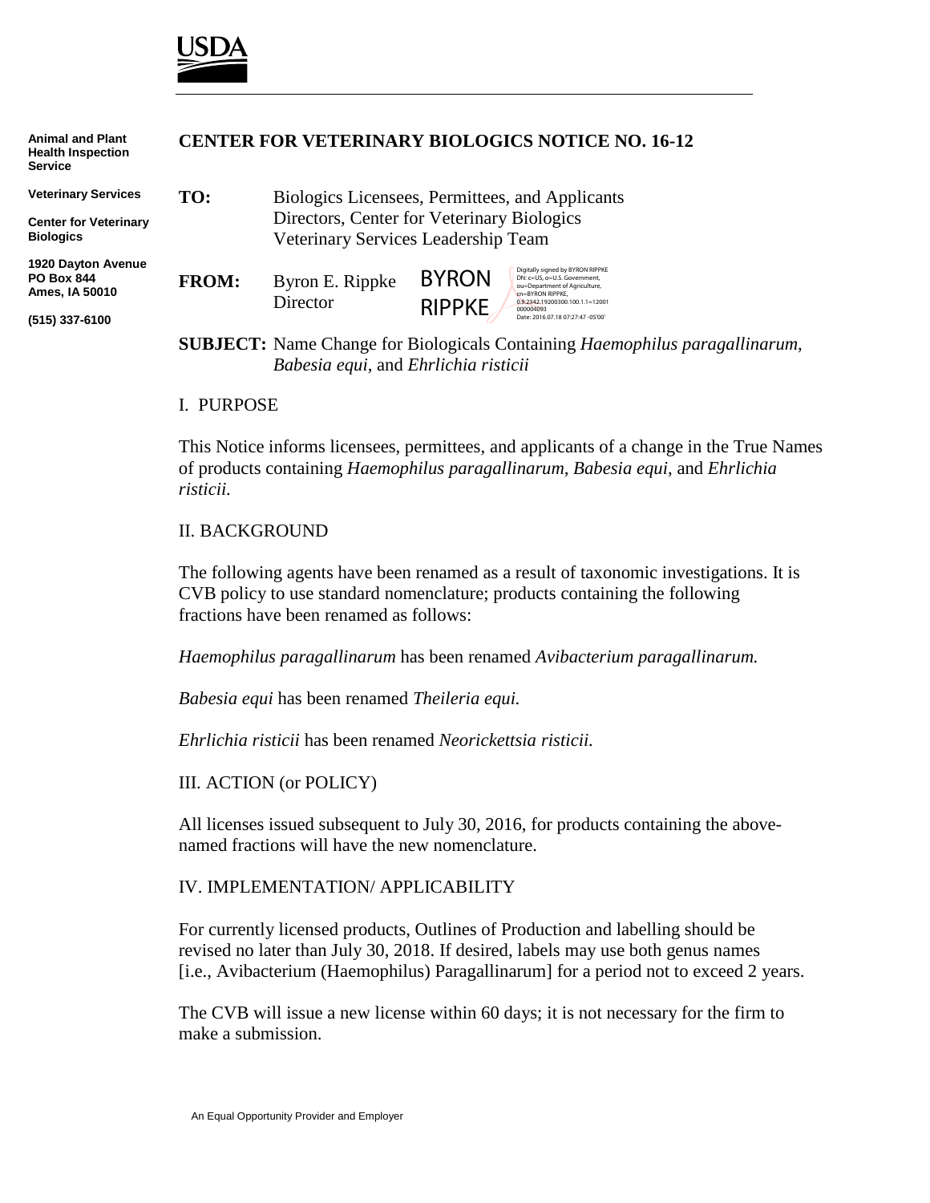USDA

Animal and Plant Health Inspection Service

Veterinary Services

Center for Veterinary Biologics

1920 Dayton Avenue
PO Box 844
Ames, IA 50010

(515) 337-6100

# CENTER FOR VETERINARY BIOLOGICS NOTICE NO. 16-12

**TO:** Biologics Licensees, Permittees, and Applicants
Directors, Center for Veterinary Biologics
Veterinary Services Leadership Team

**FROM:** Byron E. Rippke
Director

BYRON RIPPKE

Digitally signed by BYRON RIPPKE
DN: c=US, o=U.S. Government, ou=Department of Agriculture, cn=BYRON RIPPKE, 0.9.2342.19200300.100.1.1=12001000004093
Date: 2016.07.18 07:27:47 -05'00'

**SUBJECT:** Name Change for Biologicals Containing *Haemophilus paragallinarum, Babesia equi,* and *Ehrlichia risticii*

## I. PURPOSE

This Notice informs licensees, permittees, and applicants of a change in the True Names of products containing *Haemophilus paragallinarum, Babesia equi,* and *Ehrlichia risticii.*

## II. BACKGROUND

The following agents have been renamed as a result of taxonomic investigations. It is CVB policy to use standard nomenclature; products containing the following fractions have been renamed as follows:

*Haemophilus paragallinarum* has been renamed *Avibacterium paragallinarum.*

*Babesia equi* has been renamed *Theileria equi.*

*Ehrlichia risticii* has been renamed *Neorickettsia risticii.*

## III. ACTION (or POLICY)

All licenses issued subsequent to July 30, 2016, for products containing the above-named fractions will have the new nomenclature.

## IV. IMPLEMENTATION/ APPLICABILITY

For currently licensed products, Outlines of Production and labelling should be revised no later than July 30, 2018. If desired, labels may use both genus names [i.e., Avibacterium (Haemophilus) Paragallinarum] for a period not to exceed 2 years.

The CVB will issue a new license within 60 days; it is not necessary for the firm to make a submission.

An Equal Opportunity Provider and Employer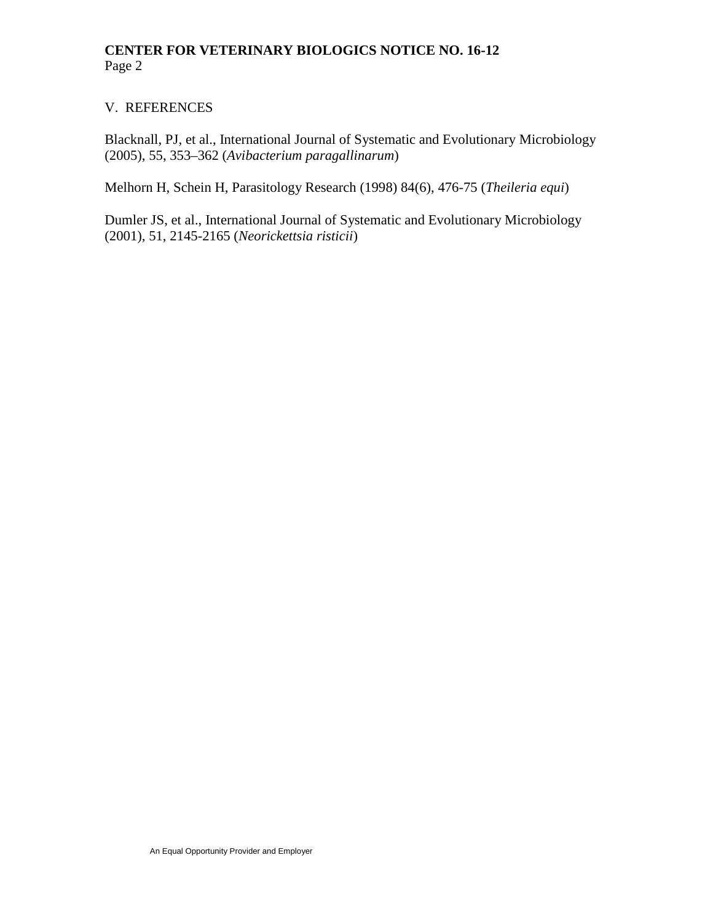## V. REFERENCES

Blacknall, PJ, et al., International Journal of Systematic and Evolutionary Microbiology (2005), 55, 353–362 (*Avibacterium paragallinarum*)

Melhorn H, Schein H, Parasitology Research (1998) 84(6), 476-75 (*Theileria equi*)

Dumler JS, et al., International Journal of Systematic and Evolutionary Microbiology (2001), 51, 2145-2165 (*Neorickettsia risticii*)